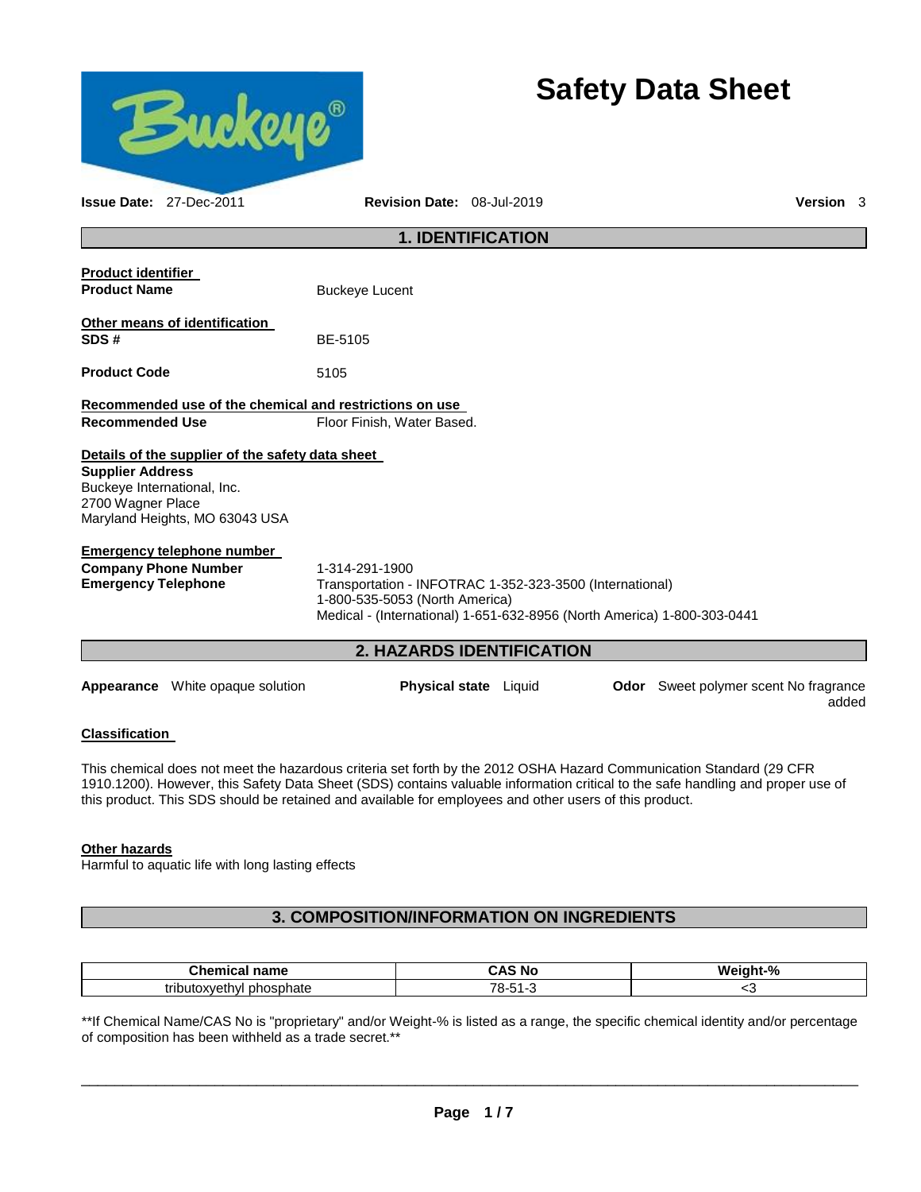# Safety Data Sheet

**Issue Date:** 27-Dec-2011 **Revision Date:** 08-Jul-2019 **Version** 3

## 1. IDENTIFICATION

**Product identifier**

**Product Name** Buckeye Lucent

**Other means of identification**

**SDS #** BE-5105

**Product Code** 5105

**Recommended use of the chemical and restrictions on use**

**Recommended Use** Floor Finish, Water Based.

**Details of the supplier of the safety data sheet**

**Supplier Address**
Buckeye International, Inc.
2700 Wagner Place
Maryland Heights, MO 63043 USA

**Emergency telephone number**

**Company Phone Number** 1-314-291-1900

**Emergency Telephone** Transportation - INFOTRAC 1-352-323-3500 (International)
1-800-535-5053 (North America)
Medical - (International) 1-651-632-8956 (North America) 1-800-303-0441

## 2. HAZARDS IDENTIFICATION

**Appearance** White opaque solution **Physical state** Liquid **Odor** Sweet polymer scent No fragrance added

**Classification**

This chemical does not meet the hazardous criteria set forth by the 2012 OSHA Hazard Communication Standard (29 CFR 1910.1200). However, this Safety Data Sheet (SDS) contains valuable information critical to the safe handling and proper use of this product. This SDS should be retained and available for employees and other users of this product.

**Other hazards**

Harmful to aquatic life with long lasting effects

## 3. COMPOSITION/INFORMATION ON INGREDIENTS

| Chemical name | CAS No | Weight-% |
|---|---|---|
| tributoxyethyl phosphate | 78-51-3 | <3 |

**If Chemical Name/CAS No is "proprietary" and/or Weight-% is listed as a range, the specific chemical identity and/or percentage of composition has been withheld as a trade secret.**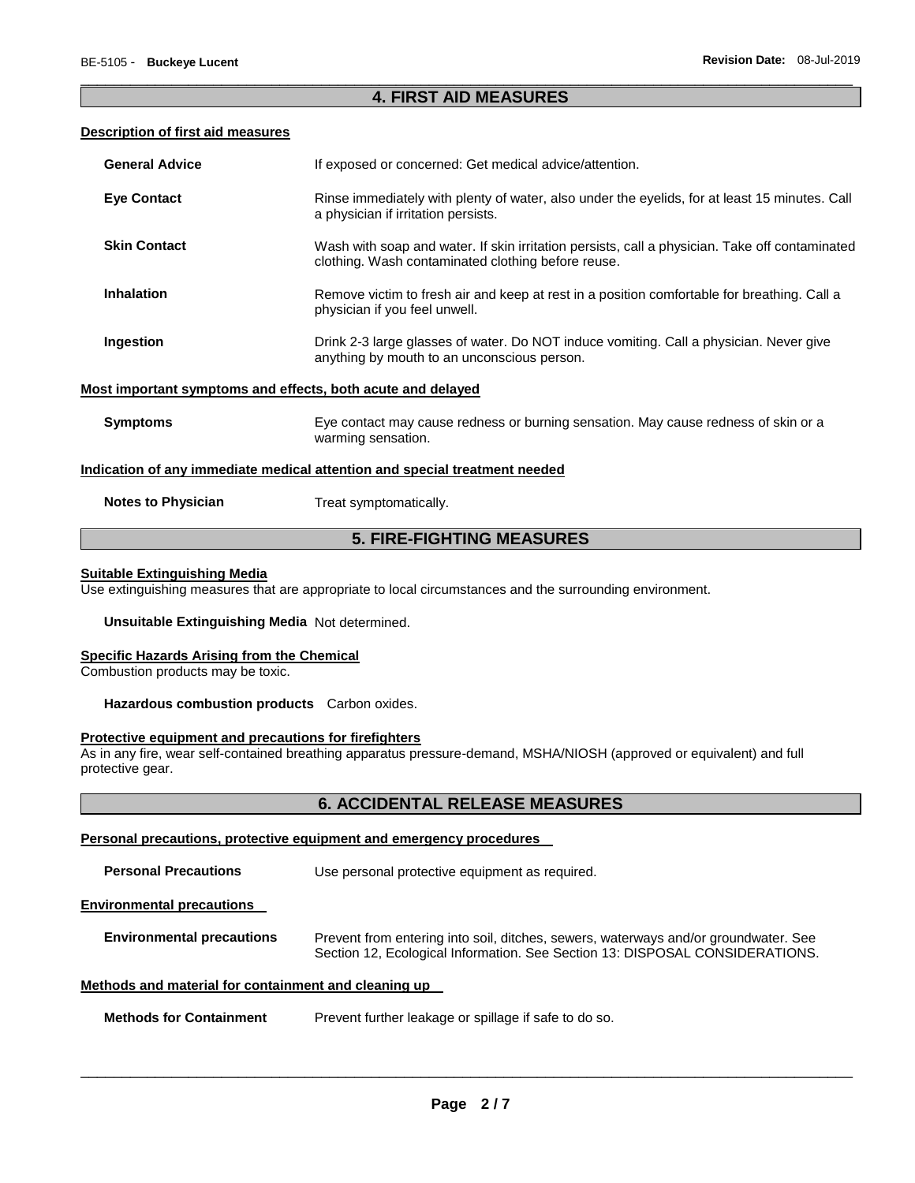## 4. FIRST AID MEASURES

**Description of first aid measures**

| | |
|---|---|
| **General Advice** | If exposed or concerned: Get medical advice/attention. |
| **Eye Contact** | Rinse immediately with plenty of water, also under the eyelids, for at least 15 minutes. Call a physician if irritation persists. |
| **Skin Contact** | Wash with soap and water. If skin irritation persists, call a physician. Take off contaminated clothing. Wash contaminated clothing before reuse. |
| **Inhalation** | Remove victim to fresh air and keep at rest in a position comfortable for breathing. Call a physician if you feel unwell. |
| **Ingestion** | Drink 2-3 large glasses of water. Do NOT induce vomiting. Call a physician. Never give anything by mouth to an unconscious person. |

**Most important symptoms and effects, both acute and delayed**

| | |
|---|---|
| **Symptoms** | Eye contact may cause redness or burning sensation. May cause redness of skin or a warming sensation. |

**Indication of any immediate medical attention and special treatment needed**

| | |
|---|---|
| **Notes to Physician** | Treat symptomatically. |

## 5. FIRE-FIGHTING MEASURES

**Suitable Extinguishing Media**

Use extinguishing measures that are appropriate to local circumstances and the surrounding environment.

**Unsuitable Extinguishing Media** Not determined.

**Specific Hazards Arising from the Chemical**

Combustion products may be toxic.

**Hazardous combustion products** Carbon oxides.

**Protective equipment and precautions for firefighters**

As in any fire, wear self-contained breathing apparatus pressure-demand, MSHA/NIOSH (approved or equivalent) and full protective gear.

## 6. ACCIDENTAL RELEASE MEASURES

**Personal precautions, protective equipment and emergency procedures**

| | |
|---|---|
| **Personal Precautions** | Use personal protective equipment as required. |

**Environmental precautions**

| | |
|---|---|
| **Environmental precautions** | Prevent from entering into soil, ditches, sewers, waterways and/or groundwater. See Section 12, Ecological Information. See Section 13: DISPOSAL CONSIDERATIONS. |

**Methods and material for containment and cleaning up**

| | |
|---|---|
| **Methods for Containment** | Prevent further leakage or spillage if safe to do so. |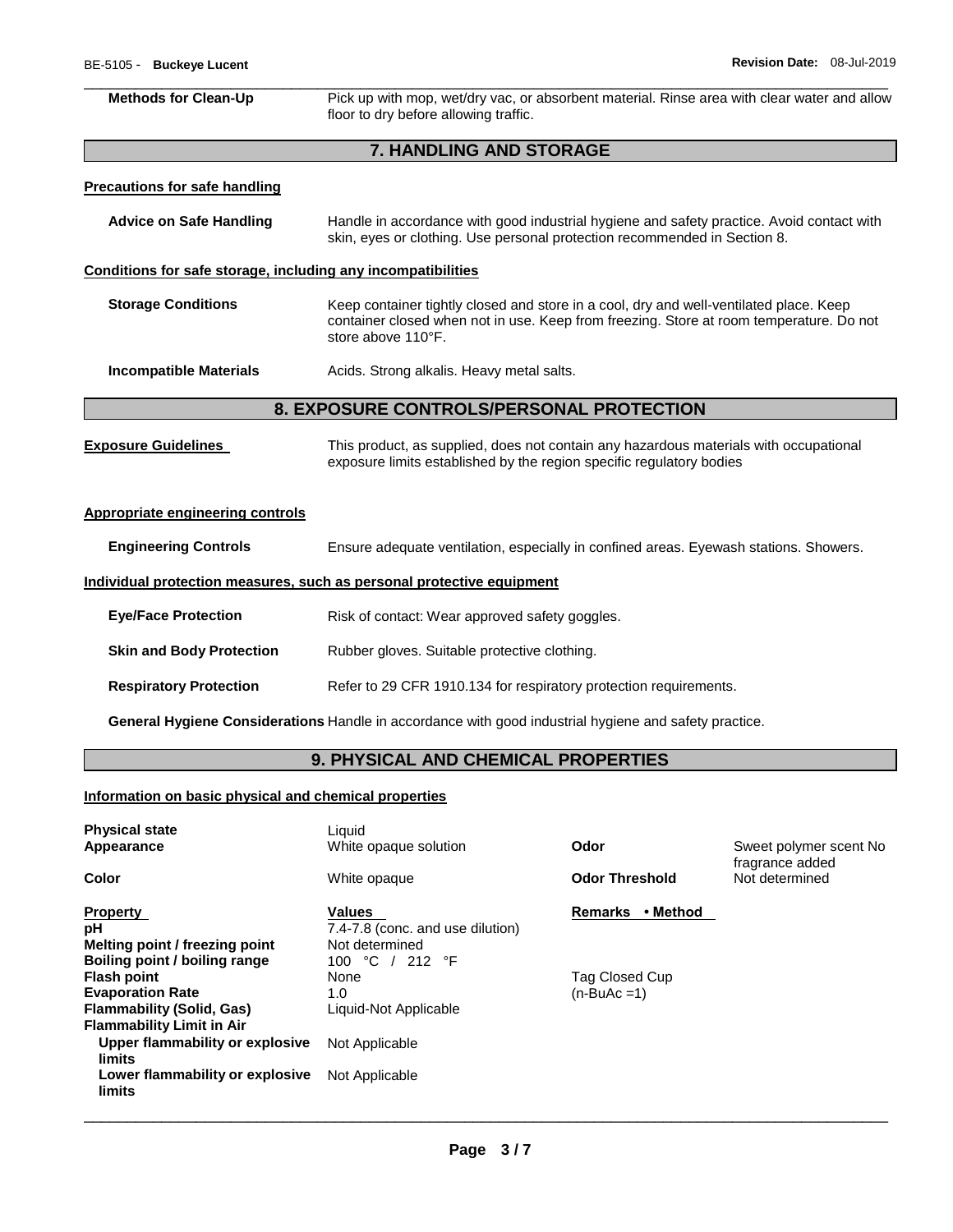**Methods for Clean-Up** Pick up with mop, wet/dry vac, or absorbent material. Rinse area with clear water and allow floor to dry before allowing traffic.

## 7. HANDLING AND STORAGE

**Precautions for safe handling**

**Advice on Safe Handling** Handle in accordance with good industrial hygiene and safety practice. Avoid contact with skin, eyes or clothing. Use personal protection recommended in Section 8.

**Conditions for safe storage, including any incompatibilities**

**Storage Conditions** Keep container tightly closed and store in a cool, dry and well-ventilated place. Keep container closed when not in use. Keep from freezing. Store at room temperature. Do not store above 110°F.

**Incompatible Materials** Acids. Strong alkalis. Heavy metal salts.

## 8. EXPOSURE CONTROLS/PERSONAL PROTECTION

**Exposure Guidelines** This product, as supplied, does not contain any hazardous materials with occupational exposure limits established by the region specific regulatory bodies

**Appropriate engineering controls**

**Engineering Controls** Ensure adequate ventilation, especially in confined areas. Eyewash stations. Showers.

**Individual protection measures, such as personal protective equipment**

**Eye/Face Protection** Risk of contact: Wear approved safety goggles.

**Skin and Body Protection** Rubber gloves. Suitable protective clothing.

**Respiratory Protection** Refer to 29 CFR 1910.134 for respiratory protection requirements.

**General Hygiene Considerations** Handle in accordance with good industrial hygiene and safety practice.

## 9. PHYSICAL AND CHEMICAL PROPERTIES

**Information on basic physical and chemical properties**

| | | | |
|---|---|---|---|
| **Physical state** | Liquid | | |
| **Appearance** | White opaque solution | **Odor** | Sweet polymer scent No fragrance added |
| **Color** | White opaque | **Odor Threshold** | Not determined |

| **Property** | **Values** | **Remarks • Method** |
|---|---|---|
| **pH** | 7.4-7.8 (conc. and use dilution) | |
| **Melting point / freezing point** | Not determined | |
| **Boiling point / boiling range** | 100 °C / 212 °F | |
| **Flash point** | None | Tag Closed Cup |
| **Evaporation Rate** | 1.0 | (n-BuAc =1) |
| **Flammability (Solid, Gas)** | Liquid-Not Applicable | |
| **Flammability Limit in Air** | | |
| **Upper flammability or explosive limits** | Not Applicable | |
| **Lower flammability or explosive limits** | Not Applicable | |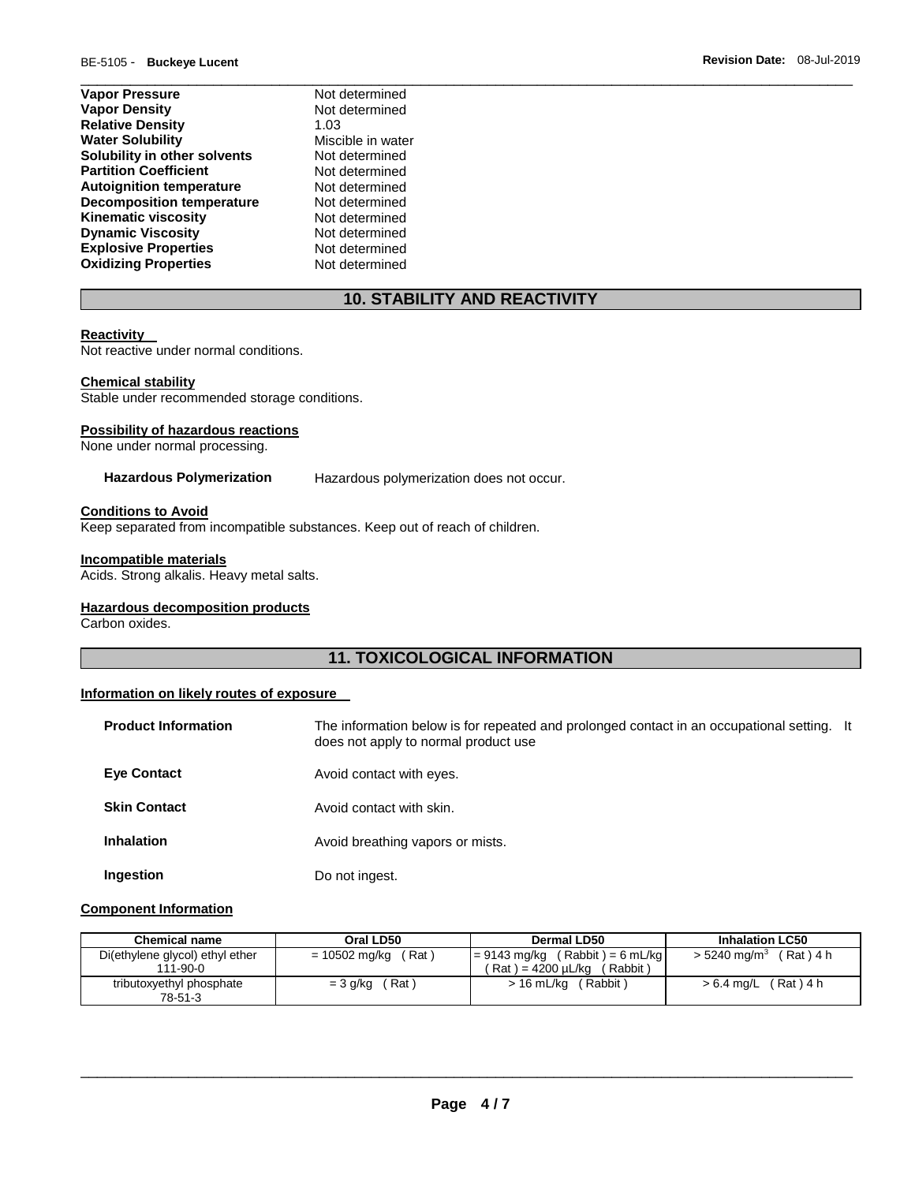| | |
|---|---|
| **Vapor Pressure** | Not determined |
| **Vapor Density** | Not determined |
| **Relative Density** | 1.03 |
| **Water Solubility** | Miscible in water |
| **Solubility in other solvents** | Not determined |
| **Partition Coefficient** | Not determined |
| **Autoignition temperature** | Not determined |
| **Decomposition temperature** | Not determined |
| **Kinematic viscosity** | Not determined |
| **Dynamic Viscosity** | Not determined |
| **Explosive Properties** | Not determined |
| **Oxidizing Properties** | Not determined |

## 10. STABILITY AND REACTIVITY

**Reactivity**

Not reactive under normal conditions.

**Chemical stability**

Stable under recommended storage conditions.

**Possibility of hazardous reactions**

None under normal processing.

**Hazardous Polymerization** Hazardous polymerization does not occur.

**Conditions to Avoid**

Keep separated from incompatible substances. Keep out of reach of children.

**Incompatible materials**

Acids. Strong alkalis. Heavy metal salts.

**Hazardous decomposition products**

Carbon oxides.

## 11. TOXICOLOGICAL INFORMATION

**Information on likely routes of exposure**

| | |
|---|---|
| **Product Information** | The information below is for repeated and prolonged contact in an occupational setting. It does not apply to normal product use |
| **Eye Contact** | Avoid contact with eyes. |
| **Skin Contact** | Avoid contact with skin. |
| **Inhalation** | Avoid breathing vapors or mists. |
| **Ingestion** | Do not ingest. |

**Component Information**

| Chemical name | Oral LD50 | Dermal LD50 | Inhalation LC50 |
|---|---|---|---|
| Di(ethylene glycol) ethyl ether 111-90-0 | = 10502 mg/kg ( Rat ) | = 9143 mg/kg ( Rabbit ) = 6 mL/kg ( Rat ) = 4200 µL/kg ( Rabbit ) | > 5240 mg/m$^3$ ( Rat ) 4 h |
| tributoxyethyl phosphate 78-51-3 | = 3 g/kg ( Rat ) | > 16 mL/kg ( Rabbit ) | > 6.4 mg/L ( Rat ) 4 h |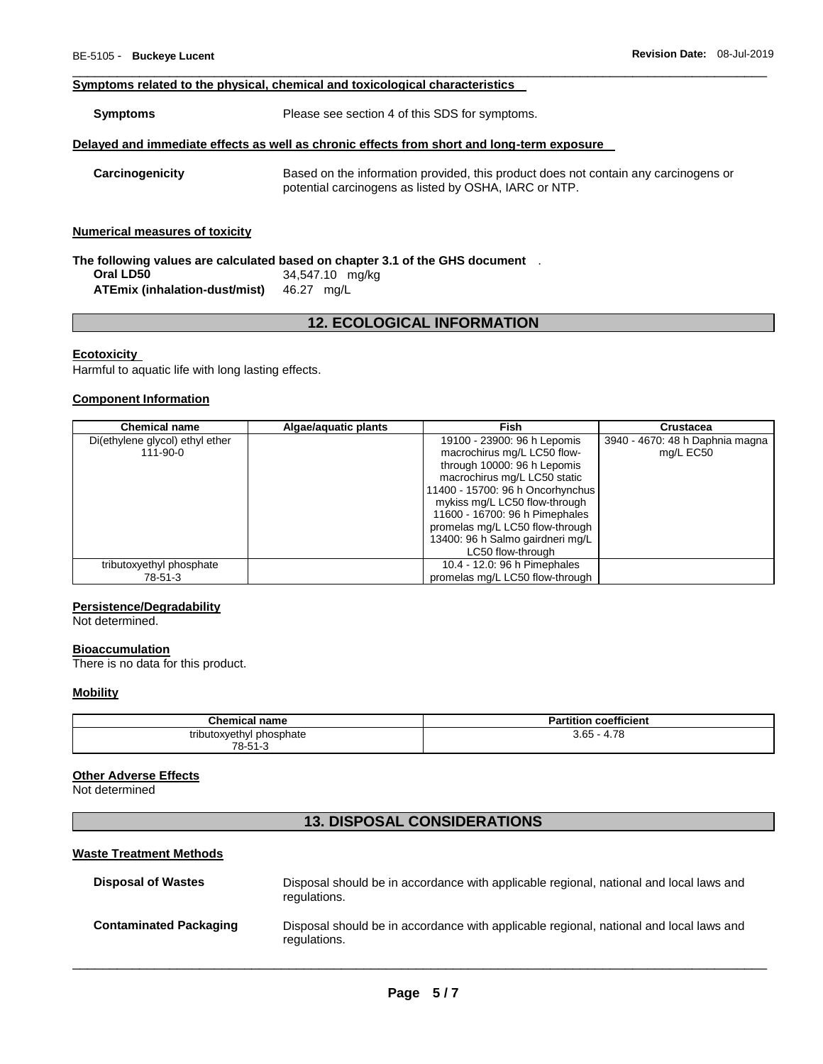**Symptoms related to the physical, chemical and toxicological characteristics**

**Symptoms** Please see section 4 of this SDS for symptoms.

**Delayed and immediate effects as well as chronic effects from short and long-term exposure**

**Carcinogenicity** Based on the information provided, this product does not contain any carcinogens or potential carcinogens as listed by OSHA, IARC or NTP.

**Numerical measures of toxicity**

**The following values are calculated based on chapter 3.1 of the GHS document** .

**Oral LD50** 34,547.10 mg/kg

**ATEmix (inhalation-dust/mist)** 46.27 mg/L

## 12. ECOLOGICAL INFORMATION

**Ecotoxicity**

Harmful to aquatic life with long lasting effects.

**Component Information**

| Chemical name | Algae/aquatic plants | Fish | Crustacea |
|---|---|---|---|
| Di(ethylene glycol) ethyl ether 111-90-0 | | 19100 - 23900: 96 h Lepomis macrochirus mg/L LC50 flow-through 10000: 96 h Lepomis macrochirus mg/L LC50 static 11400 - 15700: 96 h Oncorhynchus mykiss mg/L LC50 flow-through 11600 - 16700: 96 h Pimephales promelas mg/L LC50 flow-through 13400: 96 h Salmo gairdneri mg/L LC50 flow-through | 3940 - 4670: 48 h Daphnia magna mg/L EC50 |
| tributoxyethyl phosphate 78-51-3 | | 10.4 - 12.0: 96 h Pimephales promelas mg/L LC50 flow-through | |

**Persistence/Degradability**

Not determined.

**Bioaccumulation**

There is no data for this product.

**Mobility**

| Chemical name | Partition coefficient |
|---|---|
| tributoxyethyl phosphate 78-51-3 | 3.65 - 4.78 |

**Other Adverse Effects**

Not determined

## 13. DISPOSAL CONSIDERATIONS

**Waste Treatment Methods**

**Disposal of Wastes** Disposal should be in accordance with applicable regional, national and local laws and regulations.

**Contaminated Packaging** Disposal should be in accordance with applicable regional, national and local laws and regulations.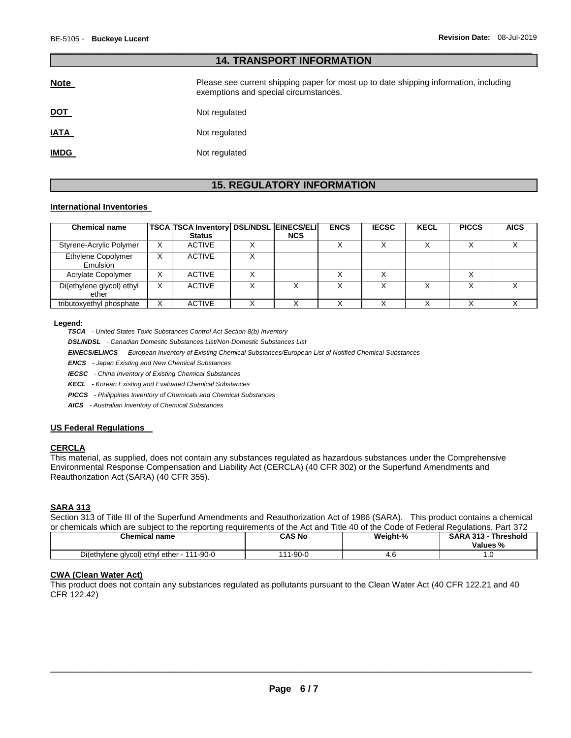## 14. TRANSPORT INFORMATION

**Note** Please see current shipping paper for most up to date shipping information, including exemptions and special circumstances.

**DOT** Not regulated

**IATA** Not regulated

**IMDG** Not regulated

## 15. REGULATORY INFORMATION

### International Inventories

| Chemical name | TSCA | TSCA Inventory Status | DSL/NDSL | EINECS/ELINCS | ENCS | IECSC | KECL | PICCS | AICS |
|---|---|---|---|---|---|---|---|---|---|
| Styrene-Acrylic Polymer | X | ACTIVE | X | | X | X | X | X | X |
| Ethylene Copolymer Emulsion | X | ACTIVE | X | | | | | | |
| Acrylate Copolymer | X | ACTIVE | X | | X | X | | X | |
| Di(ethylene glycol) ethyl ether | X | ACTIVE | X | X | X | X | X | X | X |
| tributoxyethyl phosphate | X | ACTIVE | X | X | X | X | X | X | X |

**Legend:**

***TSCA*** *- United States Toxic Substances Control Act Section 8(b) Inventory*

***DSL/NDSL*** *- Canadian Domestic Substances List/Non-Domestic Substances List*

***EINECS/ELINCS*** *- European Inventory of Existing Chemical Substances/European List of Notified Chemical Substances*

***ENCS*** *- Japan Existing and New Chemical Substances*

***IECSC*** *- China Inventory of Existing Chemical Substances*

***KECL*** *- Korean Existing and Evaluated Chemical Substances*

***PICCS*** *- Philippines Inventory of Chemicals and Chemical Substances*

***AICS*** *- Australian Inventory of Chemical Substances*

### US Federal Regulations

#### CERCLA

This material, as supplied, does not contain any substances regulated as hazardous substances under the Comprehensive Environmental Response Compensation and Liability Act (CERCLA) (40 CFR 302) or the Superfund Amendments and Reauthorization Act (SARA) (40 CFR 355).

#### SARA 313

Section 313 of Title III of the Superfund Amendments and Reauthorization Act of 1986 (SARA). This product contains a chemical or chemicals which are subject to the reporting requirements of the Act and Title 40 of the Code of Federal Regulations, Part 372

| Chemical name | CAS No | Weight-% | SARA 313 - Threshold Values % |
|---|---|---|---|
| Di(ethylene glycol) ethyl ether - 111-90-0 | 111-90-0 | 4.6 | 1.0 |

#### CWA (Clean Water Act)

This product does not contain any substances regulated as pollutants pursuant to the Clean Water Act (40 CFR 122.21 and 40 CFR 122.42)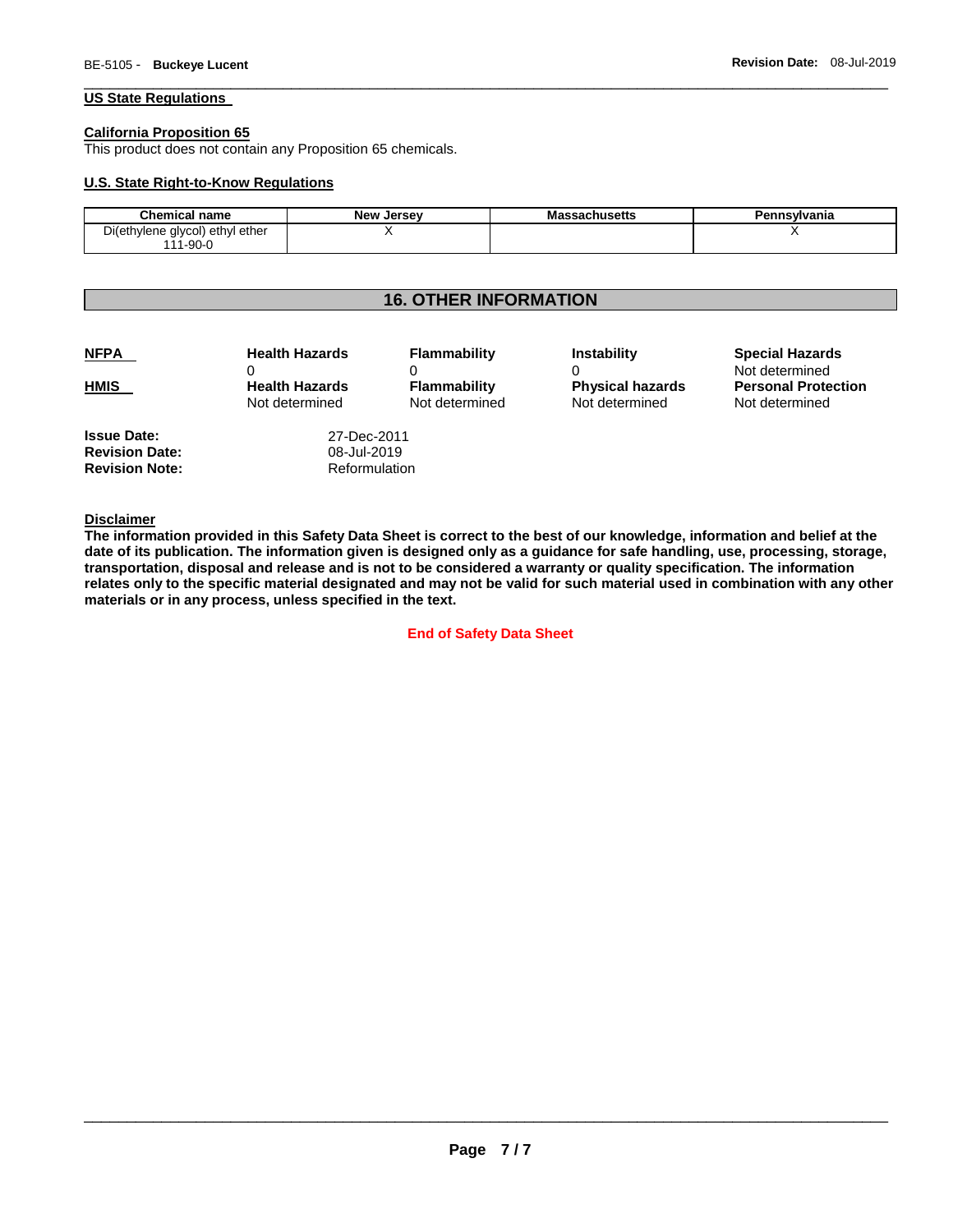**US State Regulations**

**California Proposition 65**

This product does not contain any Proposition 65 chemicals.

**U.S. State Right-to-Know Regulations**

| Chemical name | New Jersey | Massachusetts | Pennsylvania |
|---|---|---|---|
| Di(ethylene glycol) ethyl ether 111-90-0 | X | | X |

## 16. OTHER INFORMATION

| | | | | |
|---|---|---|---|---|
| **NFPA** | **Health Hazards** 0 | **Flammability** 0 | **Instability** 0 | **Special Hazards** Not determined |
| **HMIS** | **Health Hazards** Not determined | **Flammability** Not determined | **Physical hazards** Not determined | **Personal Protection** Not determined |

**Issue Date:** 27-Dec-2011
**Revision Date:** 08-Jul-2019
**Revision Note:** Reformulation

**Disclaimer**

**The information provided in this Safety Data Sheet is correct to the best of our knowledge, information and belief at the date of its publication. The information given is designed only as a guidance for safe handling, use, processing, storage, transportation, disposal and release and is not to be considered a warranty or quality specification. The information relates only to the specific material designated and may not be valid for such material used in combination with any other materials or in any process, unless specified in the text.**

**End of Safety Data Sheet**